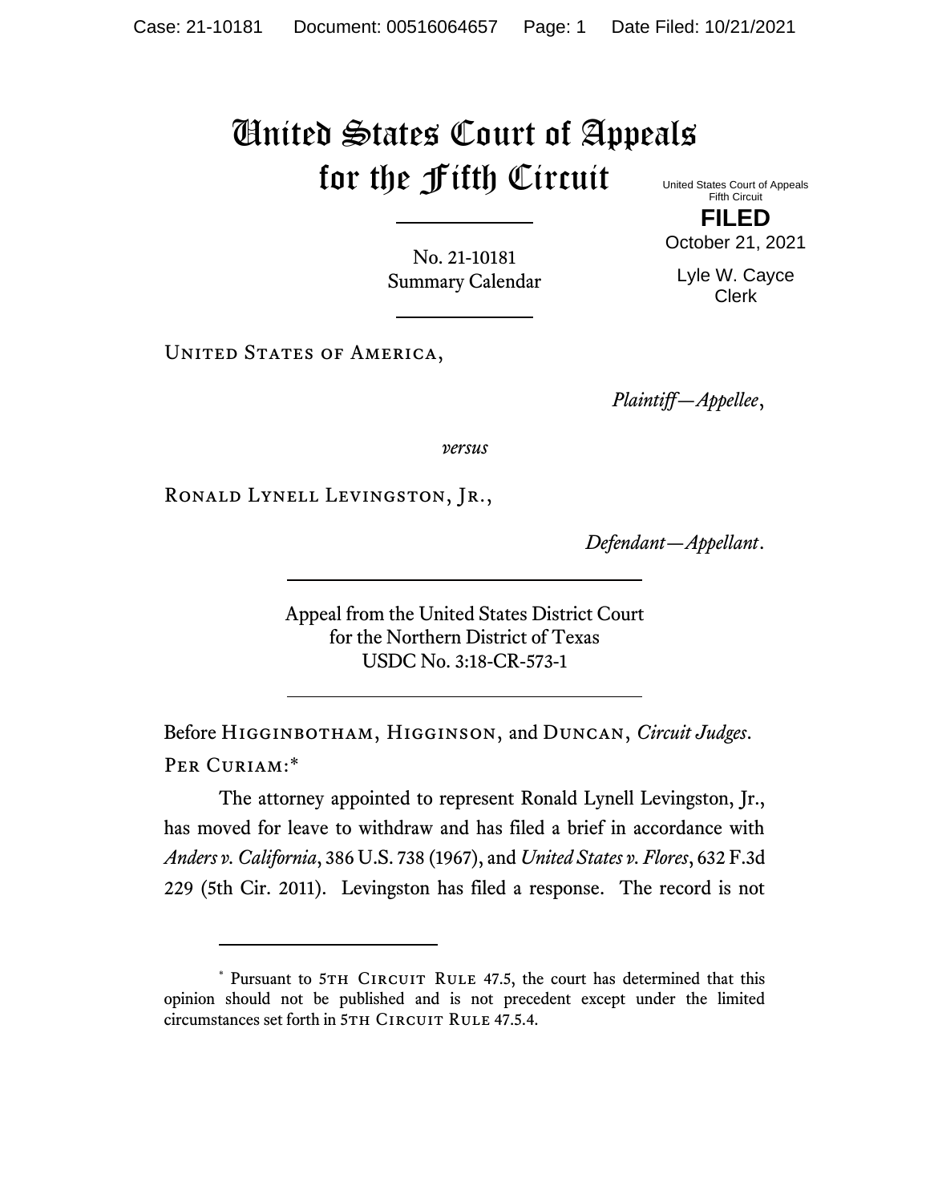# United States Court of Appeals for the Fifth Circuit

United States Court of Appeals
Fifth Circuit

**FILED**

October 21, 2021

Lyle W. Cayce
Clerk

No. 21-10181
Summary Calendar

---

United States of America,

*Plaintiff—Appellee*,

*versus*

Ronald Lynell Levingston, Jr.,

*Defendant—Appellant*.

---

Appeal from the United States District Court
for the Northern District of Texas
USDC No. 3:18-CR-573-1

---

Before Higginbotham, Higginson, and Duncan, *Circuit Judges*.

Per Curiam:*

The attorney appointed to represent Ronald Lynell Levingston, Jr., has moved for leave to withdraw and has filed a brief in accordance with *Anders v. California*, 386 U.S. 738 (1967), and *United States v. Flores*, 632 F.3d 229 (5th Cir. 2011). Levingston has filed a response. The record is not

---

\* Pursuant to 5th Circuit Rule 47.5, the court has determined that this opinion should not be published and is not precedent except under the limited circumstances set forth in 5th Circuit Rule 47.5.4.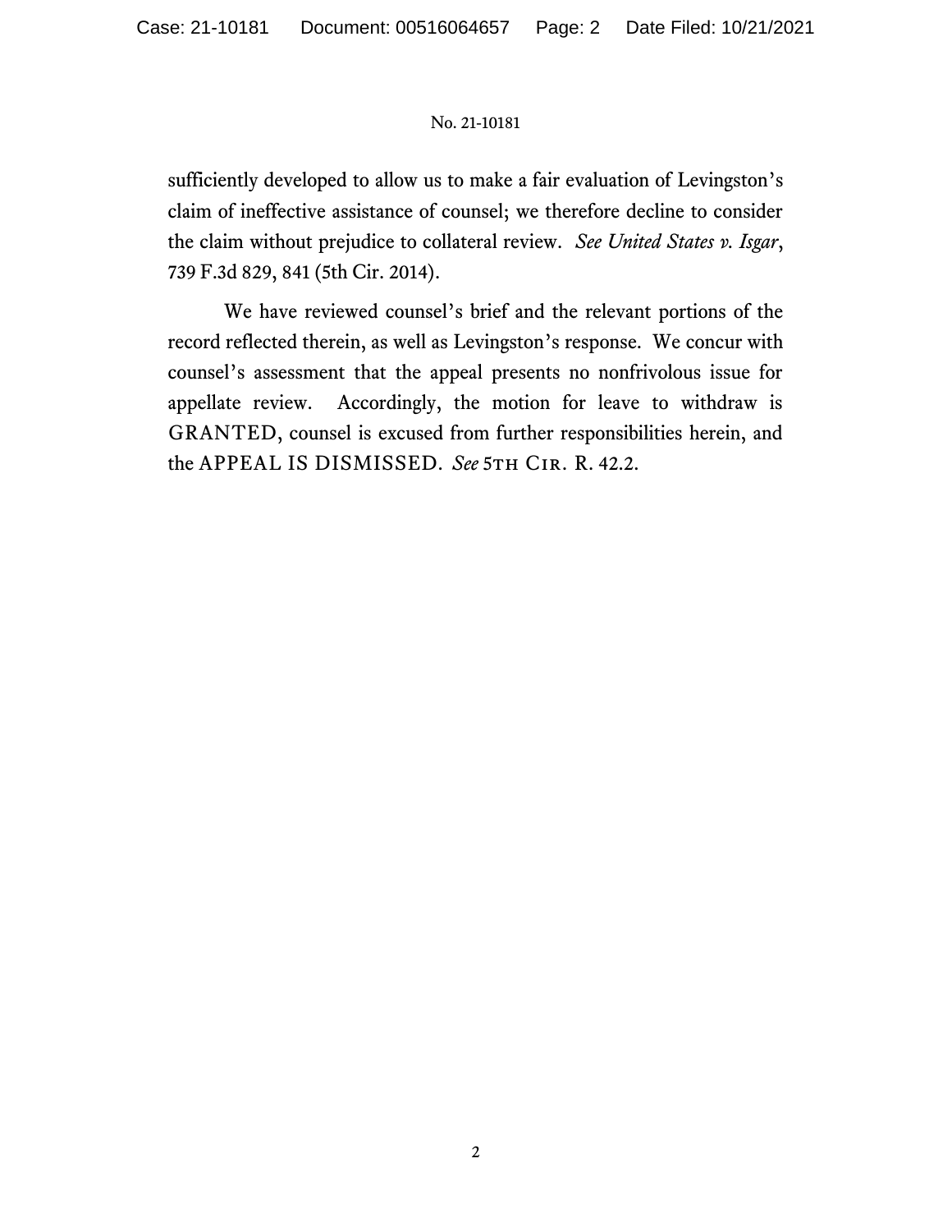sufficiently developed to allow us to make a fair evaluation of Levingston's claim of ineffective assistance of counsel; we therefore decline to consider the claim without prejudice to collateral review. *See United States v. Isgar*, 739 F.3d 829, 841 (5th Cir. 2014).

We have reviewed counsel's brief and the relevant portions of the record reflected therein, as well as Levingston's response. We concur with counsel's assessment that the appeal presents no nonfrivolous issue for appellate review. Accordingly, the motion for leave to withdraw is GRANTED, counsel is excused from further responsibilities herein, and the APPEAL IS DISMISSED. *See* 5TH CIR. R. 42.2.